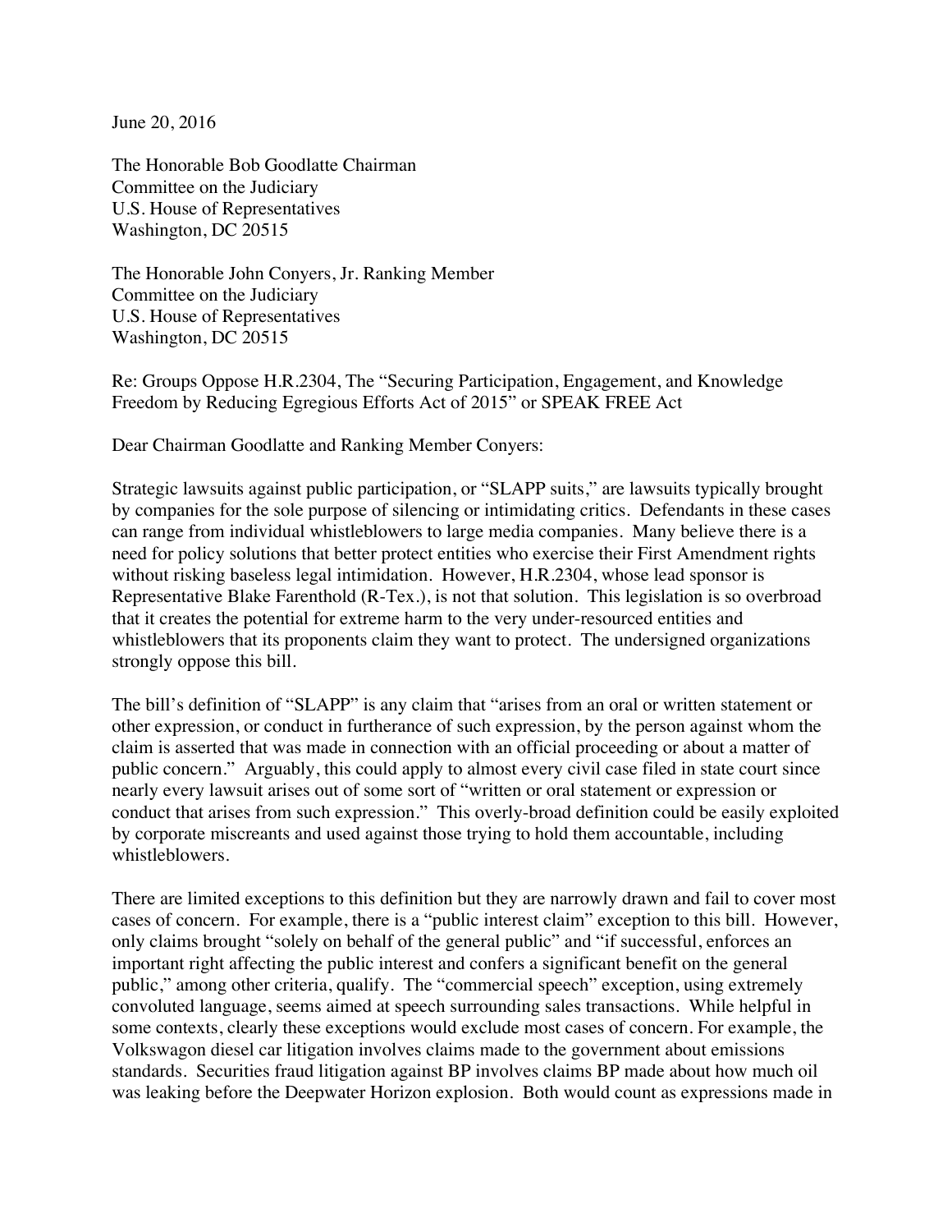June 20, 2016

The Honorable Bob Goodlatte Chairman
Committee on the Judiciary
U.S. House of Representatives
Washington, DC 20515

The Honorable John Conyers, Jr. Ranking Member
Committee on the Judiciary
U.S. House of Representatives
Washington, DC 20515

Re: Groups Oppose H.R.2304, The "Securing Participation, Engagement, and Knowledge Freedom by Reducing Egregious Efforts Act of 2015" or SPEAK FREE Act

Dear Chairman Goodlatte and Ranking Member Conyers:

Strategic lawsuits against public participation, or "SLAPP suits," are lawsuits typically brought by companies for the sole purpose of silencing or intimidating critics. Defendants in these cases can range from individual whistleblowers to large media companies. Many believe there is a need for policy solutions that better protect entities who exercise their First Amendment rights without risking baseless legal intimidation. However, H.R.2304, whose lead sponsor is Representative Blake Farenthold (R-Tex.), is not that solution. This legislation is so overbroad that it creates the potential for extreme harm to the very under-resourced entities and whistleblowers that its proponents claim they want to protect. The undersigned organizations strongly oppose this bill.

The bill's definition of "SLAPP" is any claim that "arises from an oral or written statement or other expression, or conduct in furtherance of such expression, by the person against whom the claim is asserted that was made in connection with an official proceeding or about a matter of public concern." Arguably, this could apply to almost every civil case filed in state court since nearly every lawsuit arises out of some sort of "written or oral statement or expression or conduct that arises from such expression." This overly-broad definition could be easily exploited by corporate miscreants and used against those trying to hold them accountable, including whistleblowers.

There are limited exceptions to this definition but they are narrowly drawn and fail to cover most cases of concern. For example, there is a "public interest claim" exception to this bill. However, only claims brought "solely on behalf of the general public" and "if successful, enforces an important right affecting the public interest and confers a significant benefit on the general public," among other criteria, qualify. The "commercial speech" exception, using extremely convoluted language, seems aimed at speech surrounding sales transactions. While helpful in some contexts, clearly these exceptions would exclude most cases of concern. For example, the Volkswagon diesel car litigation involves claims made to the government about emissions standards. Securities fraud litigation against BP involves claims BP made about how much oil was leaking before the Deepwater Horizon explosion. Both would count as expressions made in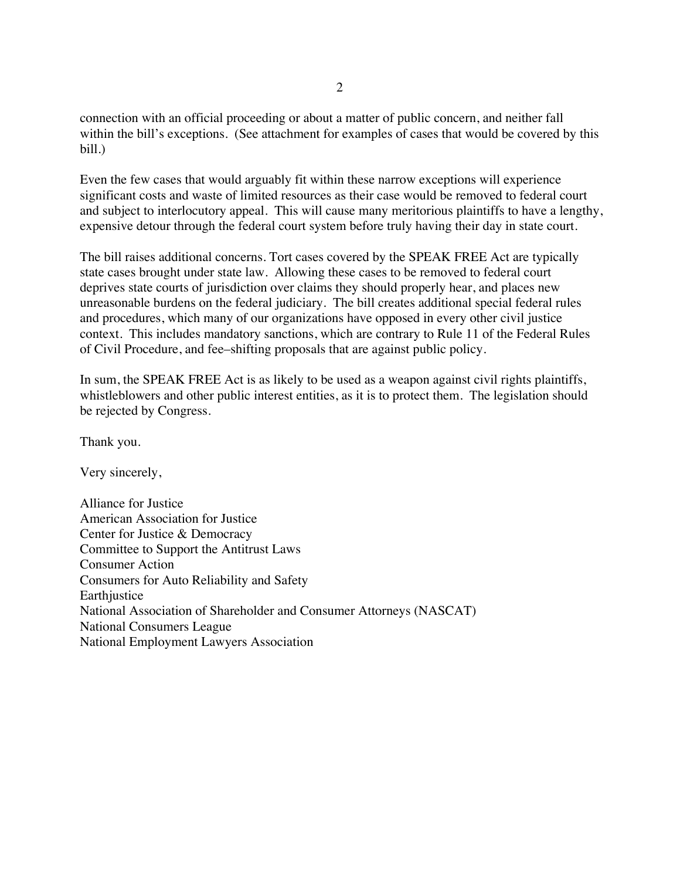connection with an official proceeding or about a matter of public concern, and neither fall within the bill's exceptions. (See attachment for examples of cases that would be covered by this bill.)

Even the few cases that would arguably fit within these narrow exceptions will experience significant costs and waste of limited resources as their case would be removed to federal court and subject to interlocutory appeal. This will cause many meritorious plaintiffs to have a lengthy, expensive detour through the federal court system before truly having their day in state court.

The bill raises additional concerns. Tort cases covered by the SPEAK FREE Act are typically state cases brought under state law. Allowing these cases to be removed to federal court deprives state courts of jurisdiction over claims they should properly hear, and places new unreasonable burdens on the federal judiciary. The bill creates additional special federal rules and procedures, which many of our organizations have opposed in every other civil justice context. This includes mandatory sanctions, which are contrary to Rule 11 of the Federal Rules of Civil Procedure, and fee–shifting proposals that are against public policy.

In sum, the SPEAK FREE Act is as likely to be used as a weapon against civil rights plaintiffs, whistleblowers and other public interest entities, as it is to protect them. The legislation should be rejected by Congress.

Thank you.

Very sincerely,

Alliance for Justice
American Association for Justice
Center for Justice & Democracy
Committee to Support the Antitrust Laws
Consumer Action
Consumers for Auto Reliability and Safety
Earthjustice
National Association of Shareholder and Consumer Attorneys (NASCAT)
National Consumers League
National Employment Lawyers Association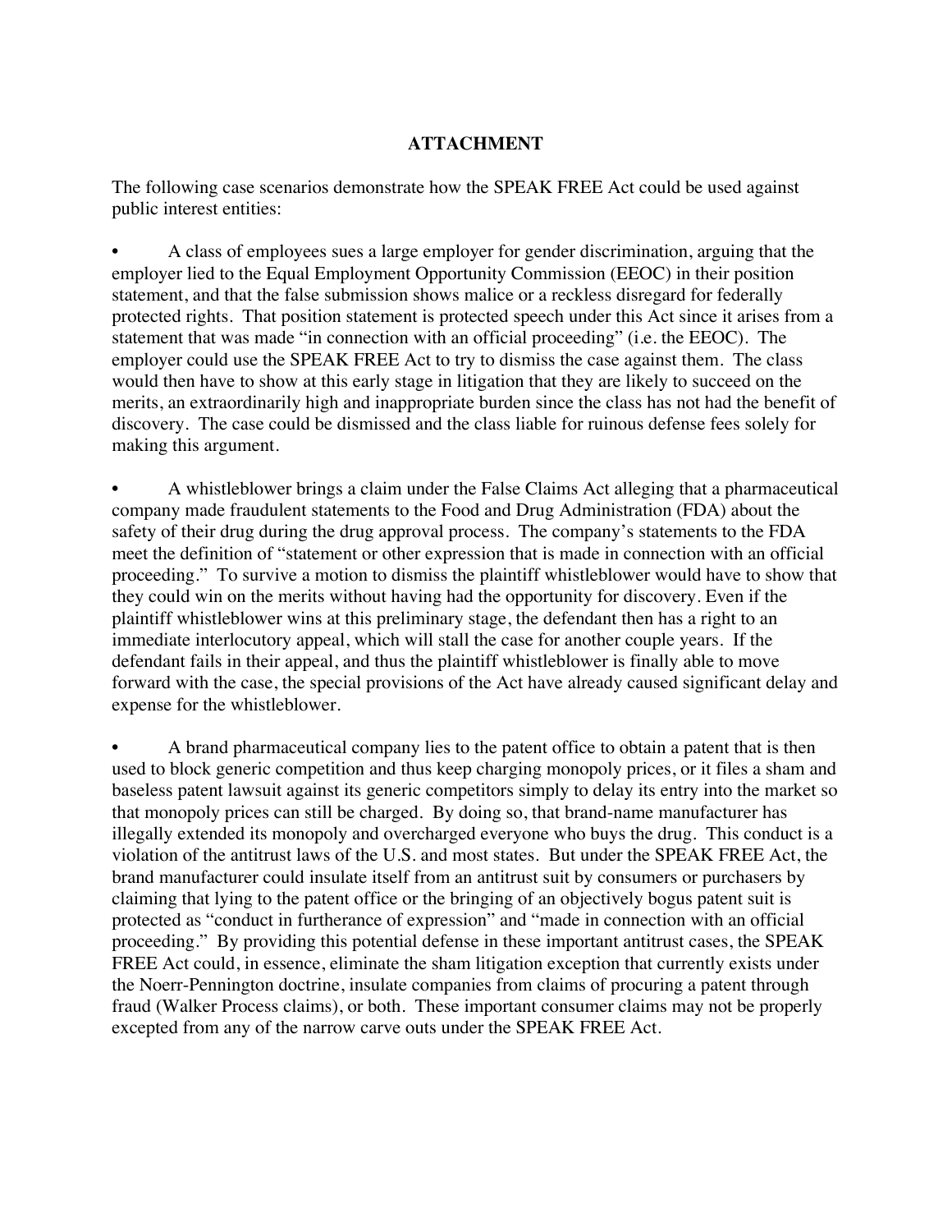## ATTACHMENT

The following case scenarios demonstrate how the SPEAK FREE Act could be used against public interest entities:

- A class of employees sues a large employer for gender discrimination, arguing that the employer lied to the Equal Employment Opportunity Commission (EEOC) in their position statement, and that the false submission shows malice or a reckless disregard for federally protected rights. That position statement is protected speech under this Act since it arises from a statement that was made "in connection with an official proceeding" (i.e. the EEOC). The employer could use the SPEAK FREE Act to try to dismiss the case against them. The class would then have to show at this early stage in litigation that they are likely to succeed on the merits, an extraordinarily high and inappropriate burden since the class has not had the benefit of discovery. The case could be dismissed and the class liable for ruinous defense fees solely for making this argument.

- A whistleblower brings a claim under the False Claims Act alleging that a pharmaceutical company made fraudulent statements to the Food and Drug Administration (FDA) about the safety of their drug during the drug approval process. The company's statements to the FDA meet the definition of "statement or other expression that is made in connection with an official proceeding." To survive a motion to dismiss the plaintiff whistleblower would have to show that they could win on the merits without having had the opportunity for discovery. Even if the plaintiff whistleblower wins at this preliminary stage, the defendant then has a right to an immediate interlocutory appeal, which will stall the case for another couple years. If the defendant fails in their appeal, and thus the plaintiff whistleblower is finally able to move forward with the case, the special provisions of the Act have already caused significant delay and expense for the whistleblower.

- A brand pharmaceutical company lies to the patent office to obtain a patent that is then used to block generic competition and thus keep charging monopoly prices, or it files a sham and baseless patent lawsuit against its generic competitors simply to delay its entry into the market so that monopoly prices can still be charged. By doing so, that brand-name manufacturer has illegally extended its monopoly and overcharged everyone who buys the drug. This conduct is a violation of the antitrust laws of the U.S. and most states. But under the SPEAK FREE Act, the brand manufacturer could insulate itself from an antitrust suit by consumers or purchasers by claiming that lying to the patent office or the bringing of an objectively bogus patent suit is protected as "conduct in furtherance of expression" and "made in connection with an official proceeding." By providing this potential defense in these important antitrust cases, the SPEAK FREE Act could, in essence, eliminate the sham litigation exception that currently exists under the Noerr-Pennington doctrine, insulate companies from claims of procuring a patent through fraud (Walker Process claims), or both. These important consumer claims may not be properly excepted from any of the narrow carve outs under the SPEAK FREE Act.